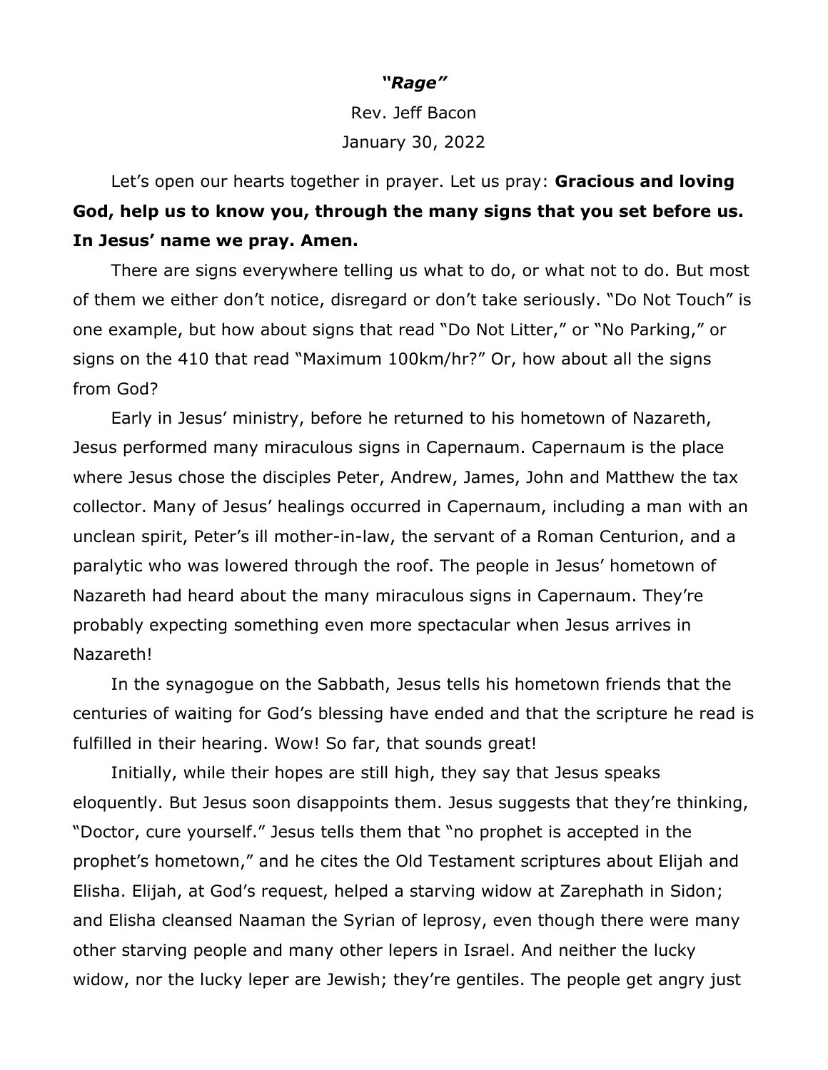***"Rage"***

Rev. Jeff Bacon

January 30, 2022

Let's open our hearts together in prayer. Let us pray: **Gracious and loving God, help us to know you, through the many signs that you set before us. In Jesus' name we pray. Amen.**

There are signs everywhere telling us what to do, or what not to do. But most of them we either don't notice, disregard or don't take seriously. "Do Not Touch" is one example, but how about signs that read "Do Not Litter," or "No Parking," or signs on the 410 that read "Maximum 100km/hr?" Or, how about all the signs from God?

Early in Jesus' ministry, before he returned to his hometown of Nazareth, Jesus performed many miraculous signs in Capernaum. Capernaum is the place where Jesus chose the disciples Peter, Andrew, James, John and Matthew the tax collector. Many of Jesus' healings occurred in Capernaum, including a man with an unclean spirit, Peter's ill mother-in-law, the servant of a Roman Centurion, and a paralytic who was lowered through the roof. The people in Jesus' hometown of Nazareth had heard about the many miraculous signs in Capernaum. They're probably expecting something even more spectacular when Jesus arrives in Nazareth!

In the synagogue on the Sabbath, Jesus tells his hometown friends that the centuries of waiting for God's blessing have ended and that the scripture he read is fulfilled in their hearing. Wow! So far, that sounds great!

Initially, while their hopes are still high, they say that Jesus speaks eloquently. But Jesus soon disappoints them. Jesus suggests that they're thinking, "Doctor, cure yourself." Jesus tells them that "no prophet is accepted in the prophet's hometown," and he cites the Old Testament scriptures about Elijah and Elisha. Elijah, at God's request, helped a starving widow at Zarephath in Sidon; and Elisha cleansed Naaman the Syrian of leprosy, even though there were many other starving people and many other lepers in Israel. And neither the lucky widow, nor the lucky leper are Jewish; they're gentiles. The people get angry just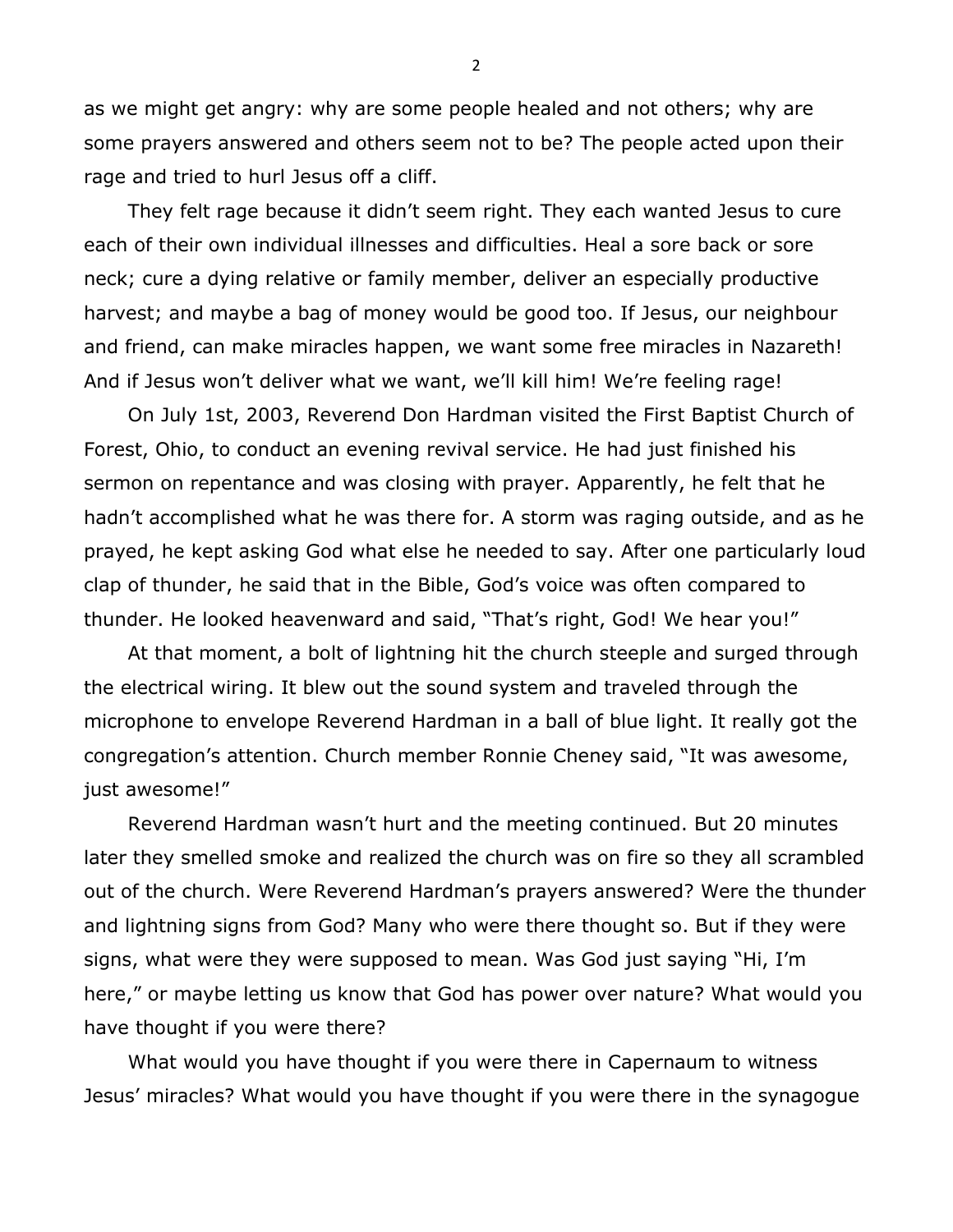as we might get angry: why are some people healed and not others; why are some prayers answered and others seem not to be? The people acted upon their rage and tried to hurl Jesus off a cliff.

They felt rage because it didn't seem right. They each wanted Jesus to cure each of their own individual illnesses and difficulties. Heal a sore back or sore neck; cure a dying relative or family member, deliver an especially productive harvest; and maybe a bag of money would be good too. If Jesus, our neighbour and friend, can make miracles happen, we want some free miracles in Nazareth! And if Jesus won't deliver what we want, we'll kill him! We're feeling rage!

On July 1st, 2003, Reverend Don Hardman visited the First Baptist Church of Forest, Ohio, to conduct an evening revival service. He had just finished his sermon on repentance and was closing with prayer. Apparently, he felt that he hadn't accomplished what he was there for. A storm was raging outside, and as he prayed, he kept asking God what else he needed to say. After one particularly loud clap of thunder, he said that in the Bible, God's voice was often compared to thunder. He looked heavenward and said, "That's right, God! We hear you!"

At that moment, a bolt of lightning hit the church steeple and surged through the electrical wiring. It blew out the sound system and traveled through the microphone to envelope Reverend Hardman in a ball of blue light. It really got the congregation's attention. Church member Ronnie Cheney said, "It was awesome, just awesome!"

Reverend Hardman wasn't hurt and the meeting continued. But 20 minutes later they smelled smoke and realized the church was on fire so they all scrambled out of the church. Were Reverend Hardman's prayers answered? Were the thunder and lightning signs from God? Many who were there thought so. But if they were signs, what were they were supposed to mean. Was God just saying "Hi, I'm here," or maybe letting us know that God has power over nature? What would you have thought if you were there?

What would you have thought if you were there in Capernaum to witness Jesus' miracles? What would you have thought if you were there in the synagogue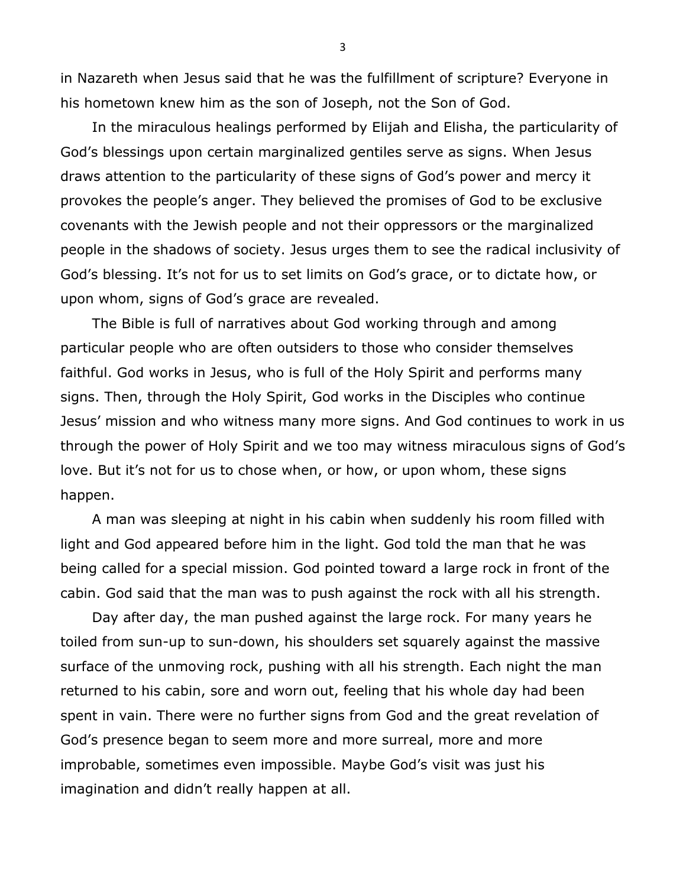in Nazareth when Jesus said that he was the fulfillment of scripture? Everyone in his hometown knew him as the son of Joseph, not the Son of God.

In the miraculous healings performed by Elijah and Elisha, the particularity of God's blessings upon certain marginalized gentiles serve as signs. When Jesus draws attention to the particularity of these signs of God's power and mercy it provokes the people's anger. They believed the promises of God to be exclusive covenants with the Jewish people and not their oppressors or the marginalized people in the shadows of society. Jesus urges them to see the radical inclusivity of God's blessing. It's not for us to set limits on God's grace, or to dictate how, or upon whom, signs of God's grace are revealed.

The Bible is full of narratives about God working through and among particular people who are often outsiders to those who consider themselves faithful. God works in Jesus, who is full of the Holy Spirit and performs many signs. Then, through the Holy Spirit, God works in the Disciples who continue Jesus' mission and who witness many more signs. And God continues to work in us through the power of Holy Spirit and we too may witness miraculous signs of God's love. But it's not for us to chose when, or how, or upon whom, these signs happen.

A man was sleeping at night in his cabin when suddenly his room filled with light and God appeared before him in the light. God told the man that he was being called for a special mission. God pointed toward a large rock in front of the cabin. God said that the man was to push against the rock with all his strength.

Day after day, the man pushed against the large rock. For many years he toiled from sun-up to sun-down, his shoulders set squarely against the massive surface of the unmoving rock, pushing with all his strength. Each night the man returned to his cabin, sore and worn out, feeling that his whole day had been spent in vain. There were no further signs from God and the great revelation of God's presence began to seem more and more surreal, more and more improbable, sometimes even impossible. Maybe God's visit was just his imagination and didn't really happen at all.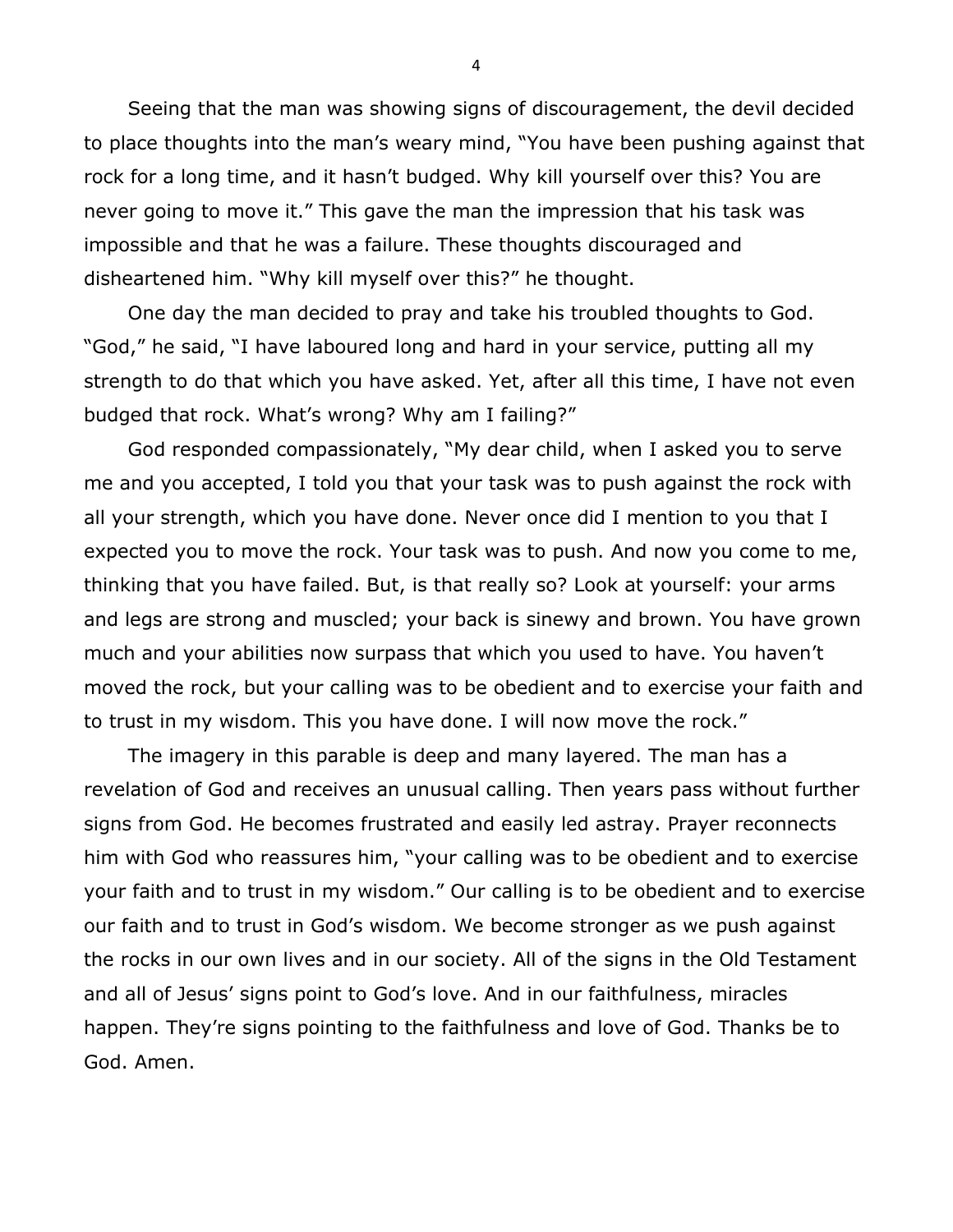Seeing that the man was showing signs of discouragement, the devil decided to place thoughts into the man's weary mind, "You have been pushing against that rock for a long time, and it hasn't budged. Why kill yourself over this? You are never going to move it." This gave the man the impression that his task was impossible and that he was a failure. These thoughts discouraged and disheartened him. "Why kill myself over this?" he thought.

One day the man decided to pray and take his troubled thoughts to God. "God," he said, "I have laboured long and hard in your service, putting all my strength to do that which you have asked. Yet, after all this time, I have not even budged that rock. What's wrong? Why am I failing?"

God responded compassionately, "My dear child, when I asked you to serve me and you accepted, I told you that your task was to push against the rock with all your strength, which you have done. Never once did I mention to you that I expected you to move the rock. Your task was to push. And now you come to me, thinking that you have failed. But, is that really so? Look at yourself: your arms and legs are strong and muscled; your back is sinewy and brown. You have grown much and your abilities now surpass that which you used to have. You haven't moved the rock, but your calling was to be obedient and to exercise your faith and to trust in my wisdom. This you have done. I will now move the rock."

The imagery in this parable is deep and many layered. The man has a revelation of God and receives an unusual calling. Then years pass without further signs from God. He becomes frustrated and easily led astray. Prayer reconnects him with God who reassures him, "your calling was to be obedient and to exercise your faith and to trust in my wisdom." Our calling is to be obedient and to exercise our faith and to trust in God's wisdom. We become stronger as we push against the rocks in our own lives and in our society. All of the signs in the Old Testament and all of Jesus' signs point to God's love. And in our faithfulness, miracles happen. They're signs pointing to the faithfulness and love of God. Thanks be to God. Amen.